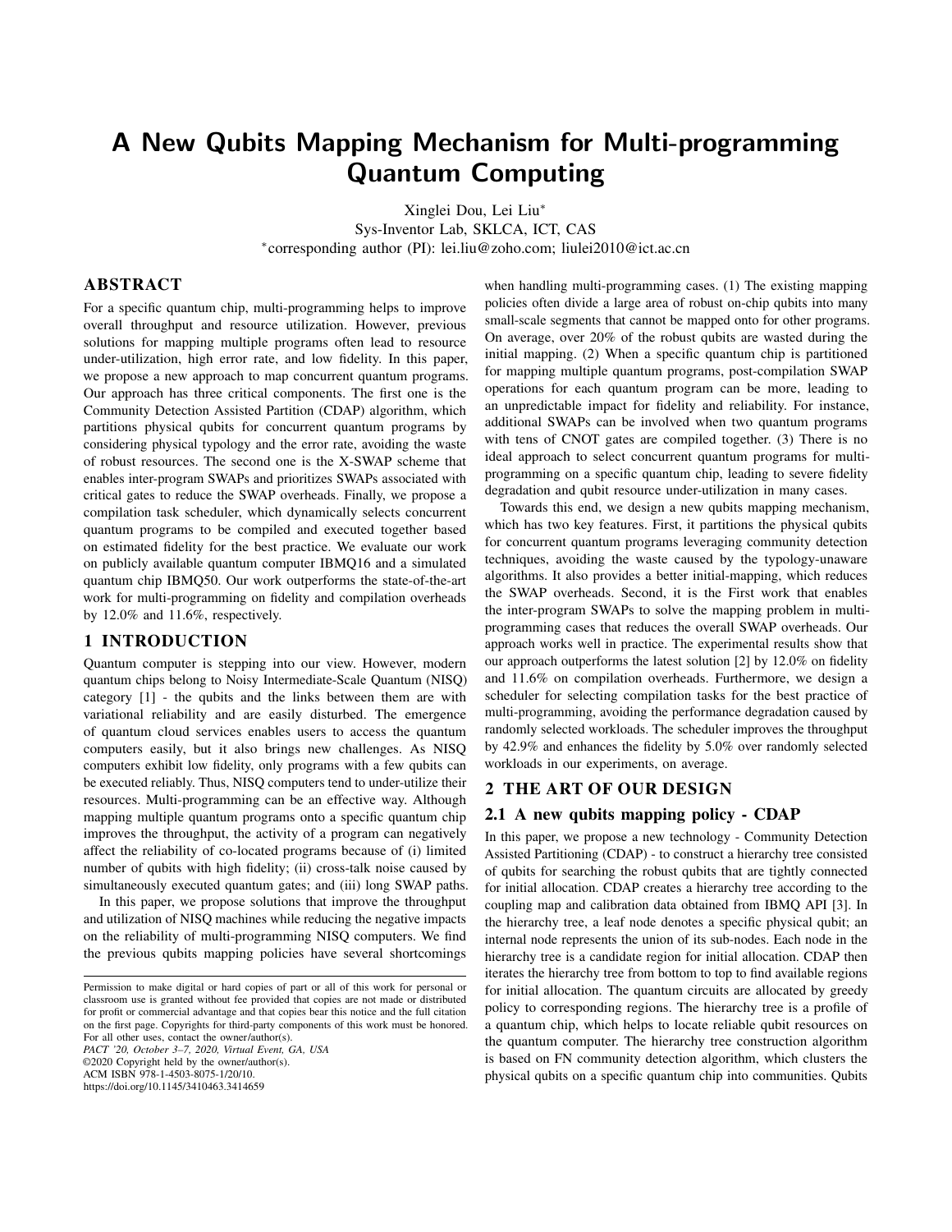# A New Qubits Mapping Mechanism for Multi-programming Quantum Computing

Xinglei Dou, Lei Liu*

Sys-Inventor Lab, SKLCA, ICT, CAS

*corresponding author (PI): lei.liu@zoho.com; liulei2010@ict.ac.cn

## ABSTRACT

For a specific quantum chip, multi-programming helps to improve overall throughput and resource utilization. However, previous solutions for mapping multiple programs often lead to resource under-utilization, high error rate, and low fidelity. In this paper, we propose a new approach to map concurrent quantum programs. Our approach has three critical components. The first one is the Community Detection Assisted Partition (CDAP) algorithm, which partitions physical qubits for concurrent quantum programs by considering physical typology and the error rate, avoiding the waste of robust resources. The second one is the X-SWAP scheme that enables inter-program SWAPs and prioritizes SWAPs associated with critical gates to reduce the SWAP overheads. Finally, we propose a compilation task scheduler, which dynamically selects concurrent quantum programs to be compiled and executed together based on estimated fidelity for the best practice. We evaluate our work on publicly available quantum computer IBMQ16 and a simulated quantum chip IBMQ50. Our work outperforms the state-of-the-art work for multi-programming on fidelity and compilation overheads by 12.0% and 11.6%, respectively.

## 1 INTRODUCTION

Quantum computer is stepping into our view. However, modern quantum chips belong to Noisy Intermediate-Scale Quantum (NISQ) category [1] - the qubits and the links between them are with variational reliability and are easily disturbed. The emergence of quantum cloud services enables users to access the quantum computers easily, but it also brings new challenges. As NISQ computers exhibit low fidelity, only programs with a few qubits can be executed reliably. Thus, NISQ computers tend to under-utilize their resources. Multi-programming can be an effective way. Although mapping multiple quantum programs onto a specific quantum chip improves the throughput, the activity of a program can negatively affect the reliability of co-located programs because of (i) limited number of qubits with high fidelity; (ii) cross-talk noise caused by simultaneously executed quantum gates; and (iii) long SWAP paths.

In this paper, we propose solutions that improve the throughput and utilization of NISQ machines while reducing the negative impacts on the reliability of multi-programming NISQ computers. We find the previous qubits mapping policies have several shortcomings when handling multi-programming cases. (1) The existing mapping policies often divide a large area of robust on-chip qubits into many small-scale segments that cannot be mapped onto for other programs. On average, over 20% of the robust qubits are wasted during the initial mapping. (2) When a specific quantum chip is partitioned for mapping multiple quantum programs, post-compilation SWAP operations for each quantum program can be more, leading to an unpredictable impact for fidelity and reliability. For instance, additional SWAPs can be involved when two quantum programs with tens of CNOT gates are compiled together. (3) There is no ideal approach to select concurrent quantum programs for multi-programming on a specific quantum chip, leading to severe fidelity degradation and qubit resource under-utilization in many cases.

Towards this end, we design a new qubits mapping mechanism, which has two key features. First, it partitions the physical qubits for concurrent quantum programs leveraging community detection techniques, avoiding the waste caused by the typology-unaware algorithms. It also provides a better initial-mapping, which reduces the SWAP overheads. Second, it is the First work that enables the inter-program SWAPs to solve the mapping problem in multi-programming cases that reduces the overall SWAP overheads. Our approach works well in practice. The experimental results show that our approach outperforms the latest solution [2] by 12.0% on fidelity and 11.6% on compilation overheads. Furthermore, we design a scheduler for selecting compilation tasks for the best practice of multi-programming, avoiding the performance degradation caused by randomly selected workloads. The scheduler improves the throughput by 42.9% and enhances the fidelity by 5.0% over randomly selected workloads in our experiments, on average.

## 2 THE ART OF OUR DESIGN

### 2.1 A new qubits mapping policy - CDAP

In this paper, we propose a new technology - Community Detection Assisted Partitioning (CDAP) - to construct a hierarchy tree consisted of qubits for searching the robust qubits that are tightly connected for initial allocation. CDAP creates a hierarchy tree according to the coupling map and calibration data obtained from IBMQ API [3]. In the hierarchy tree, a leaf node denotes a specific physical qubit; an internal node represents the union of its sub-nodes. Each node in the hierarchy tree is a candidate region for initial allocation. CDAP then iterates the hierarchy tree from bottom to top to find available regions for initial allocation. The quantum circuits are allocated by greedy policy to corresponding regions. The hierarchy tree is a profile of a quantum chip, which helps to locate reliable qubit resources on the quantum computer. The hierarchy tree construction algorithm is based on FN community detection algorithm, which clusters the physical qubits on a specific quantum chip into communities. Qubits

Permission to make digital or hard copies of part or all of this work for personal or classroom use is granted without fee provided that copies are not made or distributed for profit or commercial advantage and that copies bear this notice and the full citation on the first page. Copyrights for third-party components of this work must be honored. For all other uses, contact the owner/author(s).

*PACT '20, October 3–7, 2020, Virtual Event, GA, USA*

©2020 Copyright held by the owner/author(s).

ACM ISBN 978-1-4503-8075-1/20/10.

https://doi.org/10.1145/3410463.3414659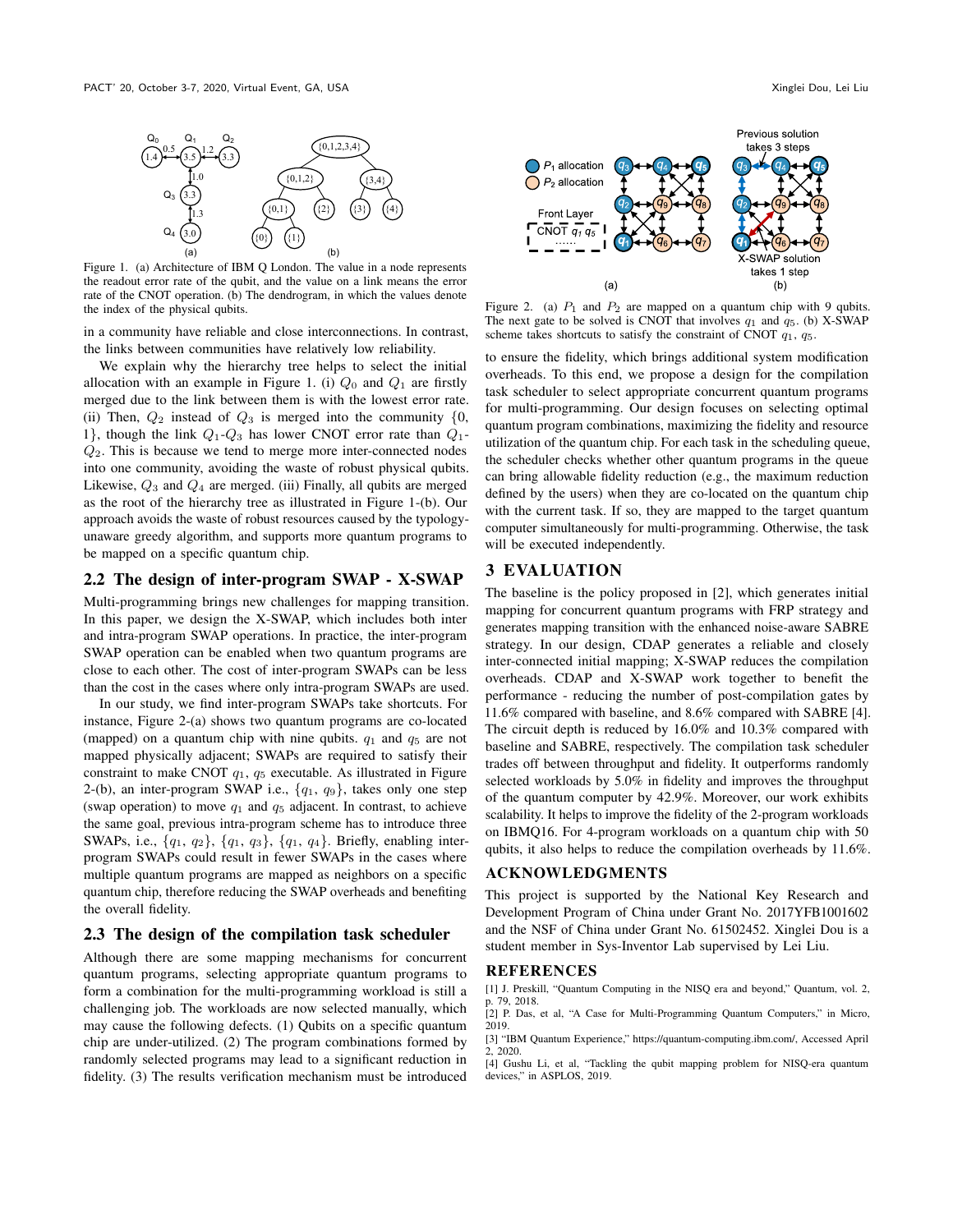Q0 Q1 Q2
1.4 0.5 3.5 1.2 3.3
1.0
Q3 3.3
1.3
Q4 3.0
(a)

{0,1,2,3,4}
{0,1,2} {3,4}
{0,1} {2} {3} {4}
{0} {1}
(b)

Figure 1. (a) Architecture of IBM Q London. The value in a node represents the readout error rate of the qubit, and the value on a link means the error rate of the CNOT operation. (b) The dendrogram, in which the values denote the index of the physical qubits.

in a community have reliable and close interconnections. In contrast, the links between communities have relatively low reliability.

We explain why the hierarchy tree helps to select the initial allocation with an example in Figure 1. (i) $Q_0$ and $Q_1$ are firstly merged due to the link between them is with the lowest error rate. (ii) Then, $Q_2$ instead of $Q_3$ is merged into the community {0, 1}, though the link $Q_1$-$Q_3$ has lower CNOT error rate than $Q_1$-$Q_2$. This is because we tend to merge more inter-connected nodes into one community, avoiding the waste of robust physical qubits. Likewise, $Q_3$ and $Q_4$ are merged. (iii) Finally, all qubits are merged as the root of the hierarchy tree as illustrated in Figure 1-(b). Our approach avoids the waste of robust resources caused by the typology-unaware greedy algorithm, and supports more quantum programs to be mapped on a specific quantum chip.

## 2.2 The design of inter-program SWAP - X-SWAP

Multi-programming brings new challenges for mapping transition. In this paper, we design the X-SWAP, which includes both inter and intra-program SWAP operations. In practice, the inter-program SWAP operation can be enabled when two quantum programs are close to each other. The cost of inter-program SWAPs can be less than the cost in the cases where only intra-program SWAPs are used.

In our study, we find inter-program SWAPs take shortcuts. For instance, Figure 2-(a) shows two quantum programs are co-located (mapped) on a quantum chip with nine qubits. $q_1$ and $q_5$ are not mapped physically adjacent; SWAPs are required to satisfy their constraint to make CNOT $q_1$, $q_5$ executable. As illustrated in Figure 2-(b), an inter-program SWAP i.e., $\{q_1, q_9\}$, takes only one step (swap operation) to move $q_1$ and $q_5$ adjacent. In contrast, to achieve the same goal, previous intra-program scheme has to introduce three SWAPs, i.e., $\{q_1, q_2\}$, $\{q_1, q_3\}$, $\{q_1, q_4\}$. Briefly, enabling inter-program SWAPs could result in fewer SWAPs in the cases where multiple quantum programs are mapped as neighbors on a specific quantum chip, therefore reducing the SWAP overheads and benefiting the overall fidelity.

## 2.3 The design of the compilation task scheduler

Although there are some mapping mechanisms for concurrent quantum programs, selecting appropriate quantum programs to form a combination for the multi-programming workload is still a challenging job. The workloads are now selected manually, which may cause the following defects. (1) Qubits on a specific quantum chip are under-utilized. (2) The program combinations formed by randomly selected programs may lead to a significant reduction in fidelity. (3) The results verification mechanism must be introduced

$P_1$ allocation
$P_2$ allocation
Front Layer
CNOT $q_1$ $q_5$
......
(a)

Previous solution takes 3 steps
X-SWAP solution takes 1 step
(b)

Figure 2. (a) $P_1$ and $P_2$ are mapped on a quantum chip with 9 qubits. The next gate to be solved is CNOT that involves $q_1$ and $q_5$. (b) X-SWAP scheme takes shortcuts to satisfy the constraint of CNOT $q_1$, $q_5$.

to ensure the fidelity, which brings additional system modification overheads. To this end, we propose a design for the compilation task scheduler to select appropriate concurrent quantum programs for multi-programming. Our design focuses on selecting optimal quantum program combinations, maximizing the fidelity and resource utilization of the quantum chip. For each task in the scheduling queue, the scheduler checks whether other quantum programs in the queue can bring allowable fidelity reduction (e.g., the maximum reduction defined by the users) when they are co-located on the quantum chip with the current task. If so, they are mapped to the target quantum computer simultaneously for multi-programming. Otherwise, the task will be executed independently.

# 3 EVALUATION

The baseline is the policy proposed in [2], which generates initial mapping for concurrent quantum programs with FRP strategy and generates mapping transition with the enhanced noise-aware SABRE strategy. In our design, CDAP generates a reliable and closely inter-connected initial mapping; X-SWAP reduces the compilation overheads. CDAP and X-SWAP work together to benefit the performance - reducing the number of post-compilation gates by 11.6% compared with baseline, and 8.6% compared with SABRE [4]. The circuit depth is reduced by 16.0% and 10.3% compared with baseline and SABRE, respectively. The compilation task scheduler trades off between throughput and fidelity. It outperforms randomly selected workloads by 5.0% in fidelity and improves the throughput of the quantum computer by 42.9%. Moreover, our work exhibits scalability. It helps to improve the fidelity of the 2-program workloads on IBMQ16. For 4-program workloads on a quantum chip with 50 qubits, it also helps to reduce the compilation overheads by 11.6%.

## ACKNOWLEDGMENTS

This project is supported by the National Key Research and Development Program of China under Grant No. 2017YFB1001602 and the NSF of China under Grant No. 61502452. Xinglei Dou is a student member in Sys-Inventor Lab supervised by Lei Liu.

## REFERENCES

[1] J. Preskill, "Quantum Computing in the NISQ era and beyond," Quantum, vol. 2, p. 79, 2018.

[2] P. Das, et al, "A Case for Multi-Programming Quantum Computers," in Micro, 2019.

[3] "IBM Quantum Experience," https://quantum-computing.ibm.com/, Accessed April 2, 2020.

[4] Gushu Li, et al, "Tackling the qubit mapping problem for NISQ-era quantum devices," in ASPLOS, 2019.